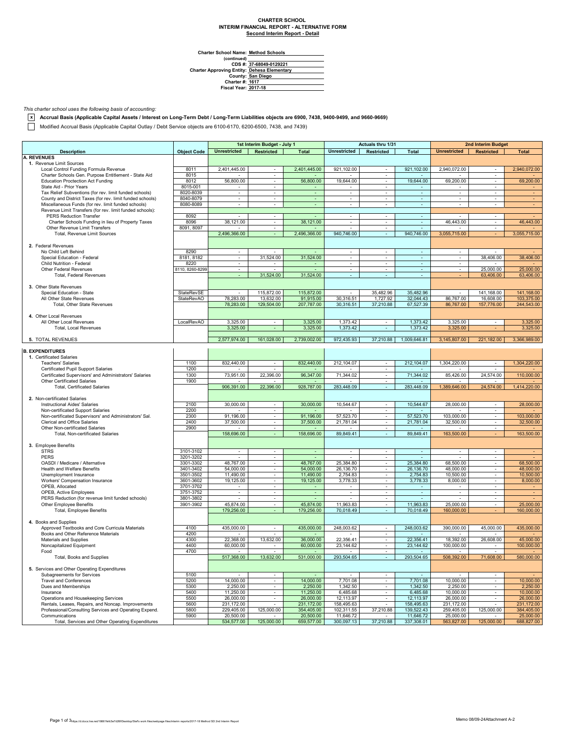# CHARTER SCHOOL
## INTERIM FINANCIAL REPORT - ALTERNATIVE FORM
### Second Interim Report - Detail

Charter School Name: Method Schools
(continued)
CDS #: 37-68049-0129221
Charter Approving Entity: Dehesa Elementary
County: San Diego
Charter #: 1617
Fiscal Year: 2017-18

*This charter school uses the following basis of accounting:*

[x] **Accrual Basis (Applicable Capital Assets / Interest on Long-Term Debt / Long-Term Liabilities objects are 6900, 7438, 9400-9499, and 9660-9669)**

[ ] Modified Accrual Basis (Applicable Capital Outlay / Debt Service objects are 6100-6170, 6200-6500, 7438, and 7439)

| Description | Object Code | 1st Interim Budget - July 1 | | | Actuals thru 1/31 | | | 2nd Interim Budget | | |
|---|---|---|---|---|---|---|---|---|---|---|
| | | Unrestricted | Restricted | Total | Unrestricted | Restricted | Total | Unrestricted | Restricted | Total |
| **A. REVENUES** | | | | | | | | | | |
| 1. Revenue Limit Sources | | | | | | | | | | |
| Local Control Funding Formula Revenue | 8011 | 2,401,445.00 | - | 2,401,445.00 | 921,102.00 | - | 921,102.00 | 2,940,072.00 | - | 2,940,072.00 |
| Charter Schools Gen. Purpose Entitlement - State Aid | 8015 | - | - | - | - | - | - | - | - | - |
| Education Proctection Act Funding | 8012 | 56,800.00 | - | 56,800.00 | 19,644.00 | - | 19,644.00 | 69,200.00 | - | 69,200.00 |
| State Aid - Prior Years | 8015-001 | - | - | - | - | - | - | - | - | - |
| Tax Relief Subventions (for rev. limit funded schools) | 8020-8039 | - | - | - | - | - | - | - | - | - |
| County and District Taxes (for rev. limit funded schools) | 8040-8079 | - | - | - | - | - | - | - | - | - |
| Miscellaneous Funds (for rev. limit funded schools) | 8080-8089 | - | - | - | - | - | - | - | - | - |
| Revenue Limit Transfers (for rev. limit funded schools): | | | | | | | | | | |
| PERS Reduction Transfer | 8092 | - | - | - | - | - | - | - | - | - |
| Charter Schools Funding in lieu of Property Taxes | 8096 | 38,121.00 | - | 38,121.00 | - | - | - | 46,443.00 | - | 46,443.00 |
| Other Revenue Limit Transfers | 8091, 8097 | - | - | - | - | - | - | - | - | - |
| Total, Revenue Limit Sources | | 2,496,366.00 | - | 2,496,366.00 | 940,746.00 | - | 940,746.00 | 3,055,715.00 | - | 3,055,715.00 |
| 2. Federal Revenues | | | | | | | | | | |
| No Child Left Behind | 8290 | - | - | - | - | - | - | - | - | - |
| Special Education - Federal | 8181, 8182 | - | 31,524.00 | 31,524.00 | - | - | - | - | 38,406.00 | 38,406.00 |
| Child Nutrition - Federal | 8220 | - | - | - | - | - | - | - | - | - |
| Other Federal Revenues | 8110, 8260-8299 | - | - | - | - | - | - | - | 25,000.00 | 25,000.00 |
| Total, Federal Revenues | | - | 31,524.00 | 31,524.00 | - | - | - | - | 63,406.00 | 63,406.00 |
| 3. Other State Revenues | | | | | | | | | | |
| Special Education - State | StateRevSE | - | 115,872.00 | 115,872.00 | - | 35,482.96 | 35,482.96 | - | 141,168.00 | 141,168.00 |
| All Other State Revenues | StateRevAO | 78,283.00 | 13,632.00 | 91,915.00 | 30,316.51 | 1,727.92 | 32,044.43 | 86,767.00 | 16,608.00 | 103,375.00 |
| Total, Other State Revenues | | 78,283.00 | 129,504.00 | 207,787.00 | 30,316.51 | 37,210.88 | 67,527.39 | 86,767.00 | 157,776.00 | 244,543.00 |
| 4. Other Local Revenues | | | | | | | | | | |
| All Other Local Revenues | LocalRevAO | 3,325.00 | - | 3,325.00 | 1,373.42 | - | 1,373.42 | 3,325.00 | - | 3,325.00 |
| Total, Local Revenues | | 3,325.00 | - | 3,325.00 | 1,373.42 | - | 1,373.42 | 3,325.00 | - | 3,325.00 |
| 5. TOTAL REVENUES | | 2,577,974.00 | 161,028.00 | 2,739,002.00 | 972,435.93 | 37,210.88 | 1,009,646.81 | 3,145,807.00 | 221,182.00 | 3,366,989.00 |
| **B. EXPENDITURES** | | | | | | | | | | |
| 1. Certificated Salaries | | | | | | | | | | |
| Teachers' Salaries | 1100 | 832,440.00 | - | 832,440.00 | 212,104.07 | - | 212,104.07 | 1,304,220.00 | - | 1,304,220.00 |
| Certificated Pupil Support Salaries | 1200 | - | - | - | - | - | - | - | - | - |
| Certificated Supervisors' and Administrators' Salaries | 1300 | 73,951.00 | 22,396.00 | 96,347.00 | 71,344.02 | - | 71,344.02 | 85,426.00 | 24,574.00 | 110,000.00 |
| Other Certificated Salaries | 1900 | - | - | - | - | - | - | - | - | - |
| Total, Certificated Salaries | | 906,391.00 | 22,396.00 | 928,787.00 | 283,448.09 | - | 283,448.09 | 1,389,646.00 | 24,574.00 | 1,414,220.00 |
| 2. Non-certificated Salaries | | | | | | | | | | |
| Instructional Aides' Salaries | 2100 | 30,000.00 | - | 30,000.00 | 10,544.67 | - | 10,544.67 | 28,000.00 | - | 28,000.00 |
| Non-certificated Support Salaries | 2200 | - | - | - | - | - | - | - | - | - |
| Non-certificated Supervisors' and Administrators' Sal. | 2300 | 91,196.00 | - | 91,196.00 | 57,523.70 | - | 57,523.70 | 103,000.00 | - | 103,000.00 |
| Clerical and Office Salaries | 2400 | 37,500.00 | - | 37,500.00 | 21,781.04 | - | 21,781.04 | 32,500.00 | - | 32,500.00 |
| Other Non-certificated Salaries | 2900 | - | - | - | - | - | - | - | - | - |
| Total, Non-certificated Salaries | | 158,696.00 | - | 158,696.00 | 89,849.41 | - | 89,849.41 | 163,500.00 | - | 163,500.00 |
| 3. Employee Benefits | | | | | | | | | | |
| STRS | 3101-3102 | - | - | - | - | - | - | - | - | - |
| PERS | 3201-3202 | - | - | - | - | - | - | - | - | - |
| OASDI / Medicare / Alternative | 3301-3302 | 48,767.00 | - | 48,767.00 | 25,384.80 | - | 25,384.80 | 68,500.00 | - | 68,500.00 |
| Health and Welfare Benefits | 3401-3402 | 54,000.00 | - | 54,000.00 | 26,136.70 | - | 26,136.70 | 48,000.00 | - | 48,000.00 |
| Unemployment Insurance | 3501-3502 | 11,490.00 | - | 11,490.00 | 2,754.83 | - | 2,754.83 | 10,500.00 | - | 10,500.00 |
| Workers' Compensation Insurance | 3601-3602 | 19,125.00 | - | 19,125.00 | 3,778.33 | - | 3,778.33 | 8,000.00 | - | 8,000.00 |
| OPEB, Allocated | 3701-3702 | - | - | - | - | - | - | - | - | - |
| OPEB, Active Employees | 3751-3752 | - | - | - | - | - | - | - | - | - |
| PERS Reduction (for revenue limit funded schools) | 3801-3802 | - | - | - | - | - | - | - | - | - |
| Other Employee Benefits | 3901-3902 | 45,874.00 | - | 45,874.00 | 11,963.83 | - | 11,963.83 | 25,000.00 | - | 25,000.00 |
| Total, Employee Benefits | | 179,256.00 | - | 179,256.00 | 70,018.49 | - | 70,018.49 | 160,000.00 | - | 160,000.00 |
| 4. Books and Supplies | | | | | | | | | | |
| Approved Textbooks and Core Curricula Materials | 4100 | 435,000.00 | - | 435,000.00 | 248,003.62 | - | 248,003.62 | 390,000.00 | 45,000.00 | 435,000.00 |
| Books and Other Reference Materials | 4200 | - | - | - | - | - | - | - | - | - |
| Materials and Supplies | 4300 | 22,368.00 | 13,632.00 | 36,000.00 | 22,356.41 | - | 22,356.41 | 18,392.00 | 26,608.00 | 45,000.00 |
| Noncapitalized Equipment | 4400 | 60,000.00 | - | 60,000.00 | 23,144.62 | - | 23,144.62 | 100,000.00 | - | 100,000.00 |
| Food | 4700 | - | - | - | - | - | - | - | - | - |
| Total, Books and Supplies | | 517,368.00 | 13,632.00 | 531,000.00 | 293,504.65 | - | 293,504.65 | 508,392.00 | 71,608.00 | 580,000.00 |
| 5. Services and Other Operating Expenditures | | | | | | | | | | |
| Subagreements for Services | 5100 | - | - | - | - | - | - | - | - | - |
| Travel and Conferences | 5200 | 14,000.00 | - | 14,000.00 | 7,701.08 | - | 7,701.08 | 10,000.00 | - | 10,000.00 |
| Dues and Memberships | 5300 | 2,250.00 | - | 2,250.00 | 1,342.50 | - | 1,342.50 | 2,250.00 | - | 2,250.00 |
| Insurance | 5400 | 11,250.00 | - | 11,250.00 | 6,485.68 | - | 6,485.68 | 10,000.00 | - | 10,000.00 |
| Operations and Housekeeping Services | 5500 | 26,000.00 | - | 26,000.00 | 12,113.97 | - | 12,113.97 | 26,000.00 | - | 26,000.00 |
| Rentals, Leases, Repairs, and Noncap. Improvements | 5600 | 231,172.00 | - | 231,172.00 | 158,495.63 | - | 158,495.63 | 231,172.00 | - | 231,172.00 |
| Professional/Consulting Services and Operating Expend. | 5800 | 229,405.00 | 125,000.00 | 354,405.00 | 102,311.55 | 37,210.88 | 139,522.43 | 259,405.00 | 125,000.00 | 384,405.00 |
| Communications | 5900 | 20,500.00 | - | 20,500.00 | 11,646.72 | - | 11,646.72 | 25,000.00 | - | 25,000.00 |
| Total, Services and Other Operating Expenditures | | 534,577.00 | 125,000.00 | 659,577.00 | 300,097.13 | 37,210.88 | 337,308.01 | 563,827.00 | 125,000.00 | 688,827.00 |

Memo 08/09-24Attachment A-2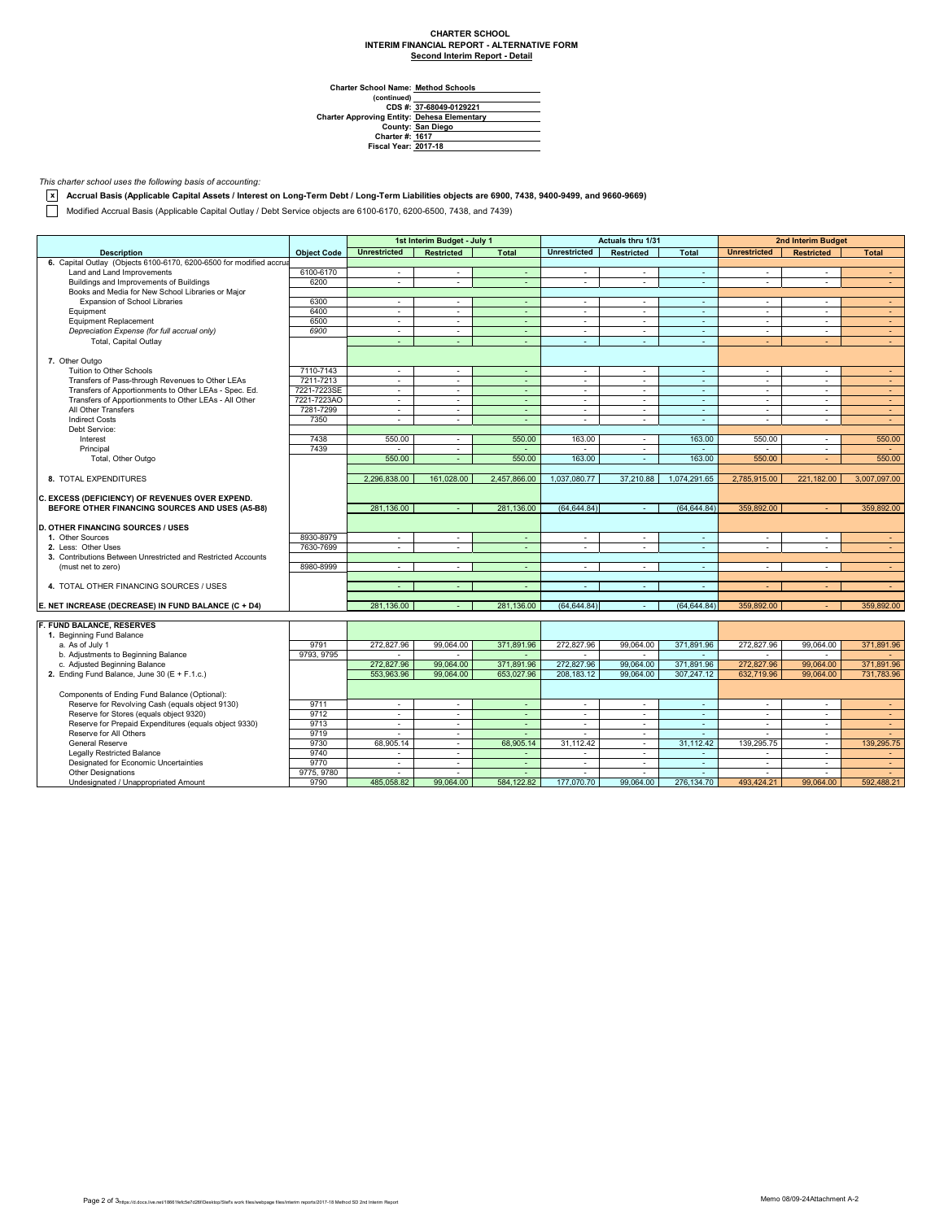**CHARTER SCHOOL**
**INTERIM FINANCIAL REPORT - ALTERNATIVE FORM**
**Second Interim Report - Detail**

**Charter School Name:** Method Schools
**(continued)**
**CDS #:** 37-68049-0129221
**Charter Approving Entity:** Dehesa Elementary
**County:** San Diego
**Charter #:** 1617
**Fiscal Year:** 2017-18

*This charter school uses the following basis of accounting:*

[x] **Accrual Basis (Applicable Capital Assets / Interest on Long-Term Debt / Long-Term Liabilities objects are 6900, 7438, 9400-9499, and 9660-9669)**

[ ] Modified Accrual Basis (Applicable Capital Outlay / Debt Service objects are 6100-6170, 6200-6500, 7438, and 7439)

| Description | Object Code | 1st Interim Budget - July 1 | | | Actuals thru 1/31 | | | 2nd Interim Budget | | |
|---|---|---|---|---|---|---|---|---|---|---|
| | | Unrestricted | Restricted | Total | Unrestricted | Restricted | Total | Unrestricted | Restricted | Total |
| **6.** Capital Outlay (Objects 6100-6170, 6200-6500 for modified accrua | | | | | | | | | | |
| Land and Land Improvements | 6100-6170 | - | - | - | - | - | - | - | - | - |
| Buildings and Improvements of Buildings | 6200 | - | - | - | - | - | - | - | - | - |
| Books and Media for New School Libraries or Major Expansion of School Libraries | 6300 | - | - | - | - | - | - | - | - | - |
| Equipment | 6400 | - | - | - | - | - | - | - | - | - |
| Equipment Replacement | 6500 | - | - | - | - | - | - | - | - | - |
| *Depreciation Expense (for full accrual only)* | *6900* | - | - | - | - | - | - | - | - | - |
| Total, Capital Outlay | | - | - | - | - | - | - | - | - | - |
| **7.** Other Outgo | | | | | | | | | | |
| Tuition to Other Schools | 7110-7143 | - | - | - | - | - | - | - | - | - |
| Transfers of Pass-through Revenues to Other LEAs | 7211-7213 | - | - | - | - | - | - | - | - | - |
| Transfers of Apportionments to Other LEAs - Spec. Ed. | 7221-7223SE | - | - | - | - | - | - | - | - | - |
| Transfers of Apportionments to Other LEAs - All Other | 7221-7223AO | - | - | - | - | - | - | - | - | - |
| All Other Transfers | 7281-7299 | - | - | - | - | - | - | - | - | - |
| Indirect Costs | 7350 | - | - | - | - | - | - | - | - | - |
| Debt Service: | | | | | | | | | | |
| Interest | 7438 | 550.00 | - | 550.00 | 163.00 | - | 163.00 | 550.00 | - | 550.00 |
| Principal | 7439 | - | - | - | - | - | - | - | - | - |
| Total, Other Outgo | | 550.00 | - | 550.00 | 163.00 | - | 163.00 | 550.00 | - | 550.00 |
| **8.** TOTAL EXPENDITURES | | 2,296,838.00 | 161,028.00 | 2,457,866.00 | 1,037,080.77 | 37,210.88 | 1,074,291.65 | 2,785,915.00 | 221,182.00 | 3,007,097.00 |
| **C. EXCESS (DEFICIENCY) OF REVENUES OVER EXPEND. BEFORE OTHER FINANCING SOURCES AND USES (A5-B8)** | | 281,136.00 | - | 281,136.00 | (64,644.84) | - | (64,644.84) | 359,892.00 | - | 359,892.00 |
| **D. OTHER FINANCING SOURCES / USES** | | | | | | | | | | |
| **1.** Other Sources | 8930-8979 | - | - | - | - | - | - | - | - | - |
| **2.** Less: Other Uses | 7630-7699 | - | - | - | - | - | - | - | - | - |
| **3.** Contributions Between Unrestricted and Restricted Accounts (must net to zero) | 8980-8999 | - | - | - | - | - | - | - | - | - |
| **4.** TOTAL OTHER FINANCING SOURCES / USES | | - | - | - | - | - | - | - | - | - |
| **E. NET INCREASE (DECREASE) IN FUND BALANCE (C + D4)** | | 281,136.00 | - | 281,136.00 | (64,644.84) | - | (64,644.84) | 359,892.00 | - | 359,892.00 |
| **F. FUND BALANCE, RESERVES** | | | | | | | | | | |
| **1.** Beginning Fund Balance | | | | | | | | | | |
| a. As of July 1 | 9791 | 272,827.96 | 99,064.00 | 371,891.96 | 272,827.96 | 99,064.00 | 371,891.96 | 272,827.96 | 99,064.00 | 371,891.96 |
| b. Adjustments to Beginning Balance | 9793, 9795 | - | - | - | - | - | - | - | - | - |
| c. Adjusted Beginning Balance | | 272,827.96 | 99,064.00 | 371,891.96 | 272,827.96 | 99,064.00 | 371,891.96 | 272,827.96 | 99,064.00 | 371,891.96 |
| **2.** Ending Fund Balance, June 30 (E + F.1.c.) | | 553,963.96 | 99,064.00 | 653,027.96 | 208,183.12 | 99,064.00 | 307,247.12 | 632,719.96 | 99,064.00 | 731,783.96 |
| Components of Ending Fund Balance (Optional): | | | | | | | | | | |
| Reserve for Revolving Cash (equals object 9130) | 9711 | - | - | - | - | - | - | - | - | - |
| Reserve for Stores (equals object 9320) | 9712 | - | - | - | - | - | - | - | - | - |
| Reserve for Prepaid Expenditures (equals object 9330) | 9713 | - | - | - | - | - | - | - | - | - |
| Reserve for All Others | 9719 | - | - | - | - | - | - | - | - | - |
| General Reserve | 9730 | 68,905.14 | - | 68,905.14 | 31,112.42 | - | 31,112.42 | 139,295.75 | - | 139,295.75 |
| Legally Restricted Balance | 9740 | - | - | - | - | - | - | - | - | - |
| Designated for Economic Uncertainties | 9770 | - | - | - | - | - | - | - | - | - |
| Other Designations | 9775, 9780 | - | - | - | - | - | - | - | - | - |
| Undesignated / Unappropriated Amount | 9790 | 485,058.82 | 99,064.00 | 584,122.82 | 177,070.70 | 99,064.00 | 276,134.70 | 493,424.21 | 99,064.00 | 592,488.21 |

Memo 08/09-24Attachment A-2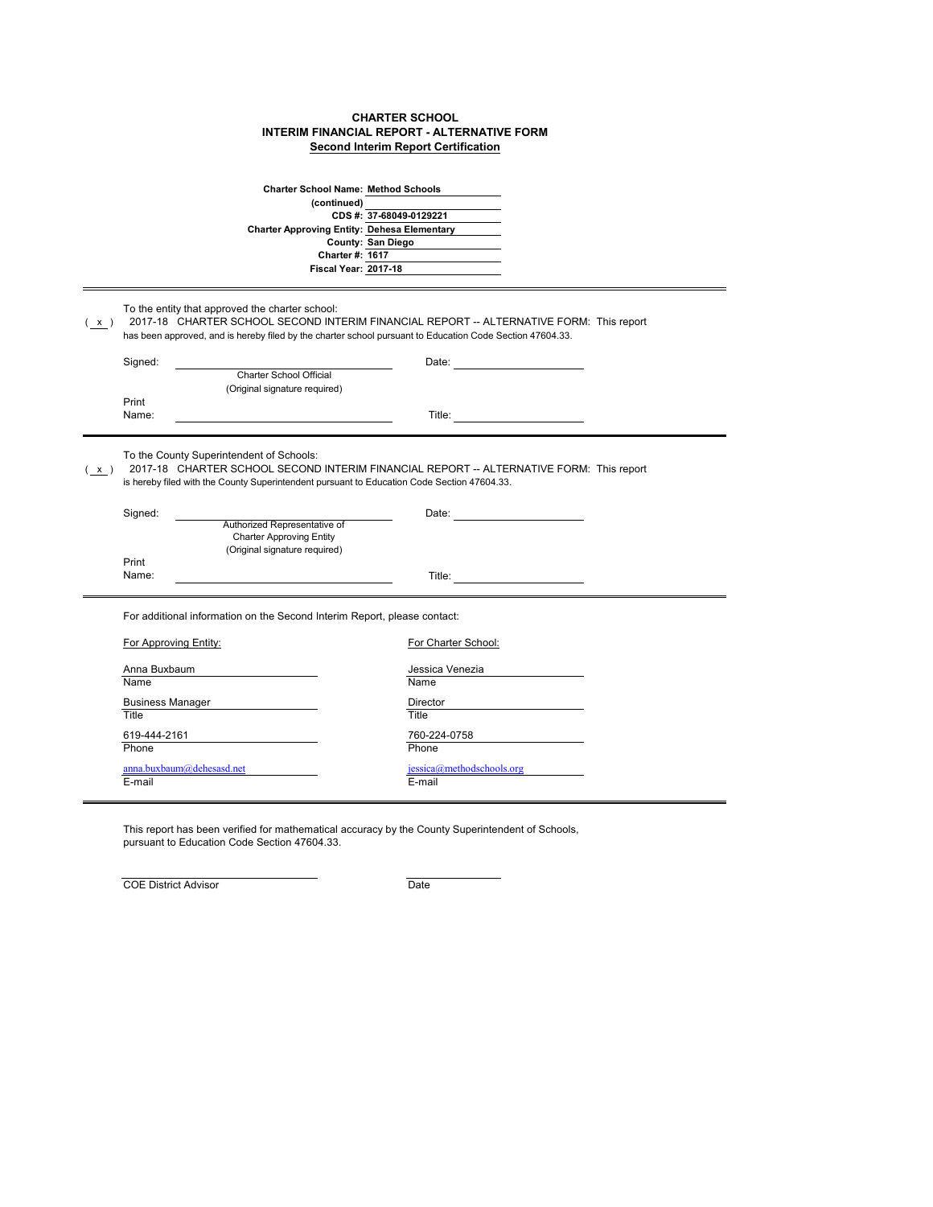**CHARTER SCHOOL**
**INTERIM FINANCIAL REPORT - ALTERNATIVE FORM**
**Second Interim Report Certification**

**Charter School Name:** **Method Schools**
**(continued)**
**CDS #:** **37-68049-0129221**
**Charter Approving Entity:** **Dehesa Elementary**
**County:** **San Diego**
**Charter #:** **1617**
**Fiscal Year:** **2017-18**

---

To the entity that approved the charter school:

( x ) 2017-18 CHARTER SCHOOL SECOND INTERIM FINANCIAL REPORT -- ALTERNATIVE FORM: This report has been approved, and is hereby filed by the charter school pursuant to Education Code Section 47604.33.

Signed: ______________________ Date: ______________________
Charter School Official
(Original signature required)

Print Name: ______________________ Title: ______________________

---

To the County Superintendent of Schools:

( x ) 2017-18 CHARTER SCHOOL SECOND INTERIM FINANCIAL REPORT -- ALTERNATIVE FORM: This report is hereby filed with the County Superintendent pursuant to Education Code Section 47604.33.

Signed: ______________________ Date: ______________________
Authorized Representative of Charter Approving Entity
(Original signature required)

Print Name: ______________________ Title: ______________________

---

For additional information on the Second Interim Report, please contact:

| For Approving Entity: | For Charter School: |
|---|---|
| Anna Buxbaum | Jessica Venezia |
| Name | Name |
| Business Manager | Director |
| Title | Title |
| 619-444-2161 | 760-224-0758 |
| Phone | Phone |
| anna.buxbaum@dehesasd.net | jessica@methodschools.org |
| E-mail | E-mail |

---

This report has been verified for mathematical accuracy by the County Superintendent of Schools, pursuant to Education Code Section 47604.33.

______________________ ______________________
COE District Advisor Date